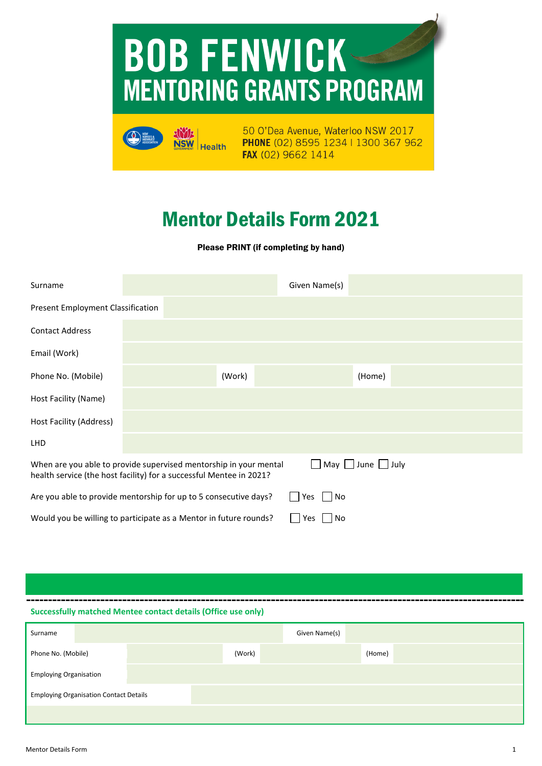# BOB FENWICK
## MENTORING GRANTS PROGRAM

50 O'Dea Avenue, Waterloo NSW 2017
**PHONE** (02) 8595 1234 | 1300 367 962
**FAX** (02) 9662 1414

# Mentor Details Form 2021

**Please PRINT (if completing by hand)**

| | | | | | |
|---|---|---|---|---|---|
| Surname | | Given Name(s) | | | |
| Present Employment Classification | | | | | |
| Contact Address | | | | | |
| Email (Work) | | | | | |
| Phone No. (Mobile) | | (Work) | | (Home) | |
| Host Facility (Name) | | | | | |
| Host Facility (Address) | | | | | |
| LHD | | | | | |

When are you able to provide supervised mentorship in your mental health service (the host facility) for a successful Mentee in 2021? ☐ May ☐ June ☐ July

Are you able to provide mentorship for up to 5 consecutive days? ☐ Yes ☐ No

Would you be willing to participate as a Mentor in future rounds? ☐ Yes ☐ No

---

**Successfully matched Mentee contact details (Office use only)**

| | | | | | |
|---|---|---|---|---|---|
| Surname | | Given Name(s) | | | |
| Phone No. (Mobile) | | (Work) | | (Home) | |
| Employing Organisation | | | | | |
| Employing Organisation Contact Details | | | | | |
| | | | | | |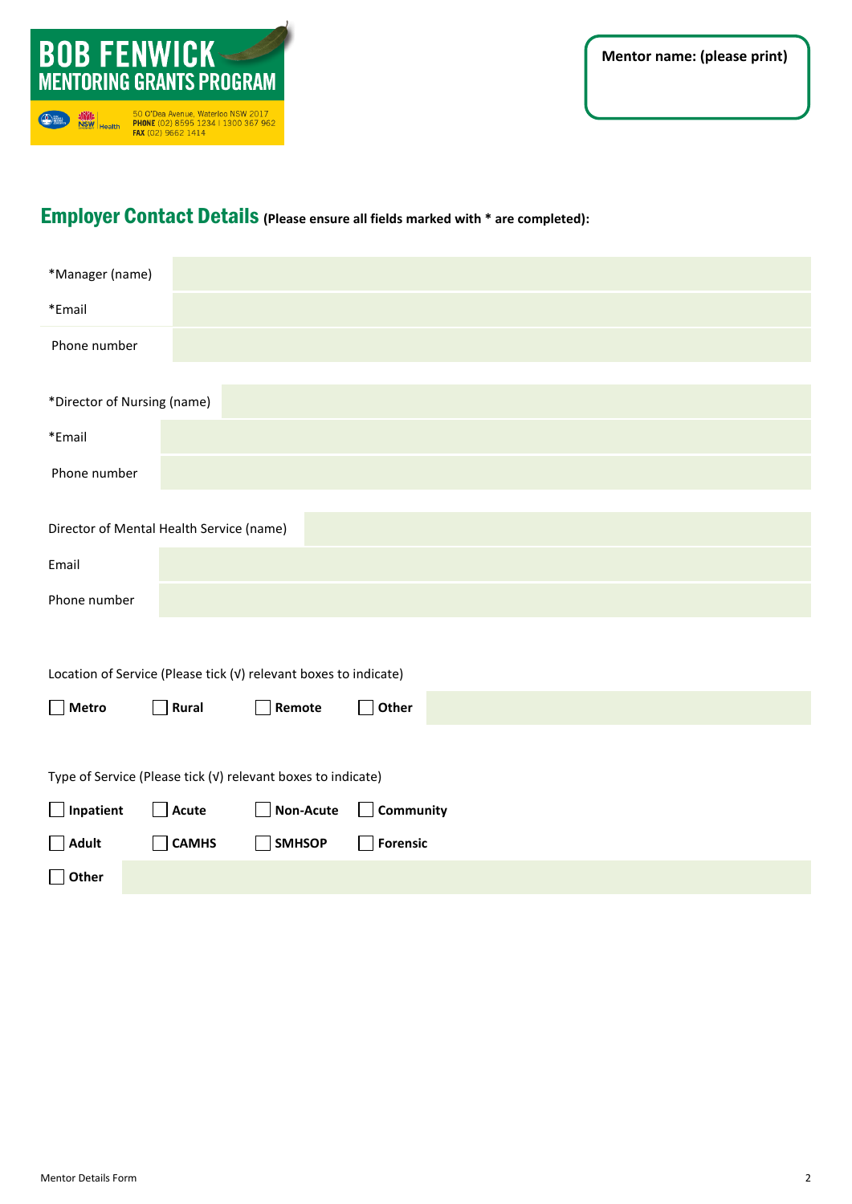**BOB FENWICK MENTORING GRANTS PROGRAM**

50 O'Dea Avenue, Waterloo NSW 2017
**PHONE** (02) 8595 1234 | 1300 367 962
**FAX** (02) 9662 1414

**Mentor name: (please print)**

## Employer Contact Details (Please ensure all fields marked with * are completed):

| | |
|---|---|
| *Manager (name) | |
| *Email | |
| Phone number | |

| | |
|---|---|
| *Director of Nursing (name) | |
| *Email | |
| Phone number | |

| | |
|---|---|
| Director of Mental Health Service (name) | |
| Email | |
| Phone number | |

Location of Service (Please tick (√) relevant boxes to indicate)

☐ **Metro** ☐ **Rural** ☐ **Remote** ☐ **Other** ____________

Type of Service (Please tick (√) relevant boxes to indicate)

☐ **Inpatient** ☐ **Acute** ☐ **Non-Acute** ☐ **Community**

☐ **Adult** ☐ **CAMHS** ☐ **SMHSOP** ☐ **Forensic**

☐ **Other** ____________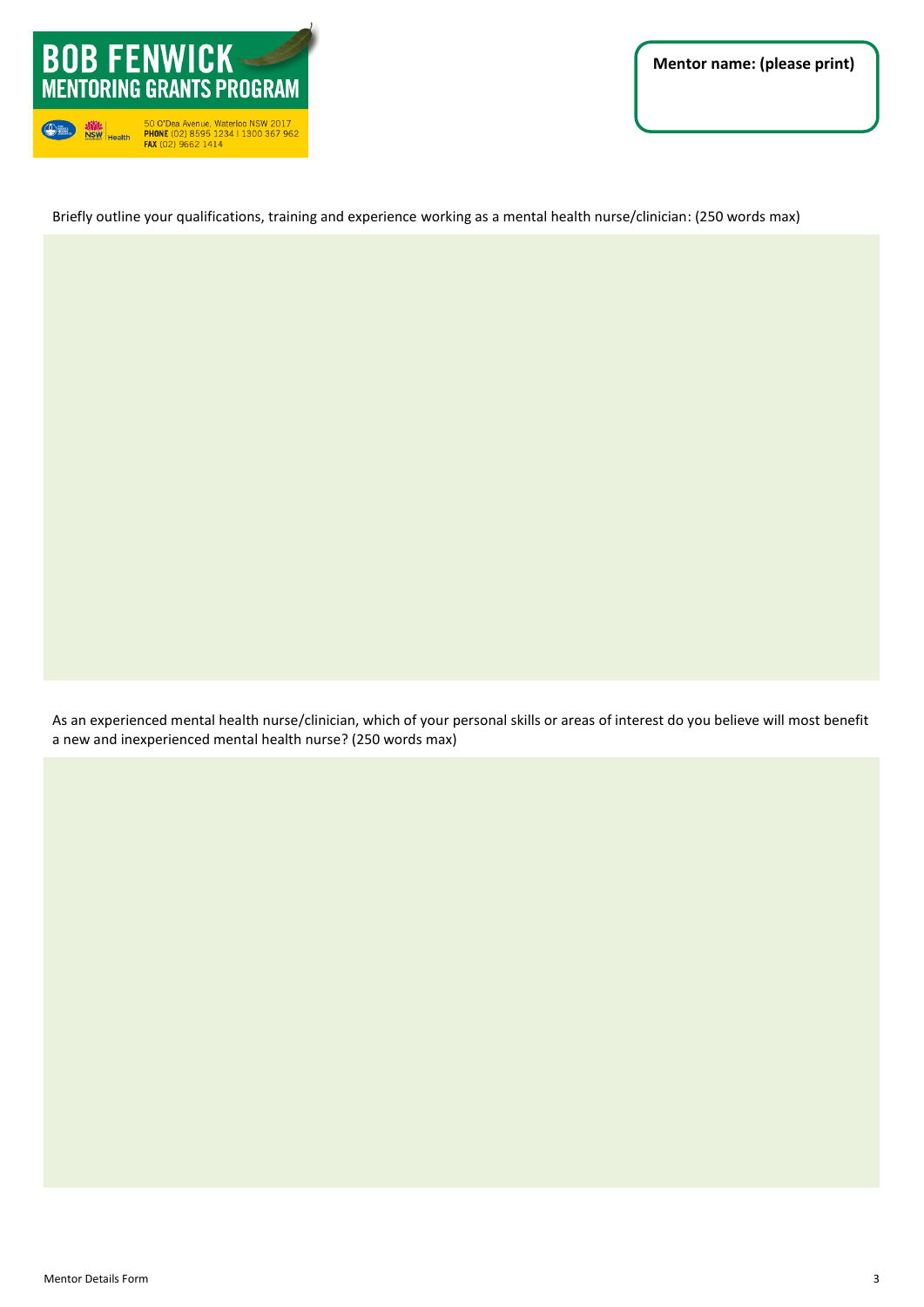# BOB FENWICK
## MENTORING GRANTS PROGRAM

50 O'Dea Avenue, Waterloo NSW 2017
**PHONE** (02) 8595 1234 I 1300 367 962
**FAX** (02) 9662 1414

**Mentor name: (please print)**

Briefly outline your qualifications, training and experience working as a mental health nurse/clinician: (250 words max)

As an experienced mental health nurse/clinician, which of your personal skills or areas of interest do you believe will most benefit a new and inexperienced mental health nurse? (250 words max)

Mentor Details Form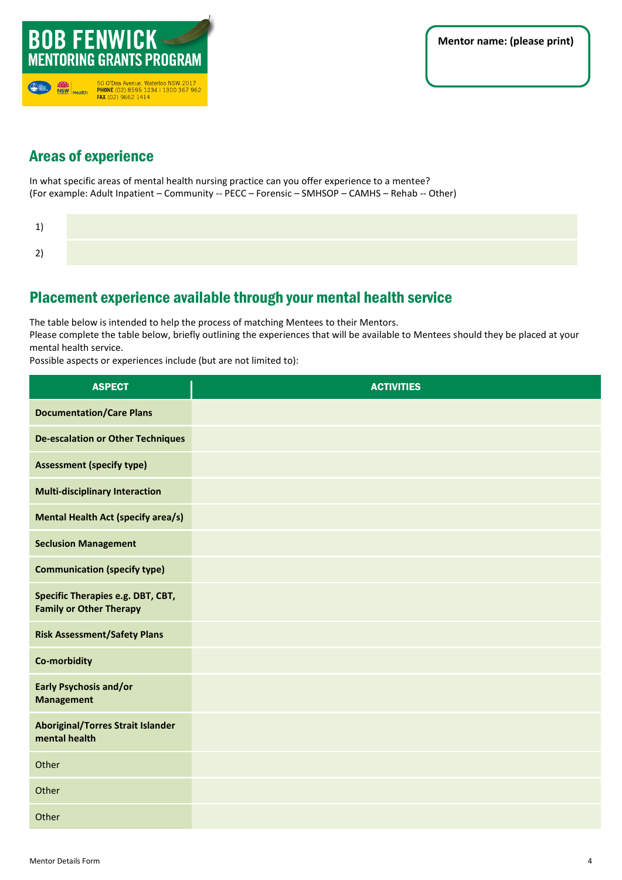**BOB FENWICK**
**MENTORING GRANTS PROGRAM**

50 O'Dea Avenue, Waterloo NSW 2017
**PHONE** (02) 8595 1234 | 1300 367 962
**FAX** (02) 9662 1414

**Mentor name: (please print)**

## Areas of experience

In what specific areas of mental health nursing practice can you offer experience to a mentee?
(For example: Adult Inpatient – Community -- PECC – Forensic – SMHSOP – CAMHS – Rehab -- Other)

1)

2)

## Placement experience available through your mental health service

The table below is intended to help the process of matching Mentees to their Mentors.
Please complete the table below, briefly outlining the experiences that will be available to Mentees should they be placed at your mental health service.
Possible aspects or experiences include (but are not limited to):

| ASPECT | ACTIVITIES |
|---|---|
| **Documentation/Care Plans** | |
| **De-escalation or Other Techniques** | |
| **Assessment (specify type)** | |
| **Multi-disciplinary Interaction** | |
| **Mental Health Act (specify area/s)** | |
| **Seclusion Management** | |
| **Communication (specify type)** | |
| **Specific Therapies e.g. DBT, CBT, Family or Other Therapy** | |
| **Risk Assessment/Safety Plans** | |
| **Co-morbidity** | |
| **Early Psychosis and/or Management** | |
| **Aboriginal/Torres Strait Islander mental health** | |
| Other | |
| Other | |
| Other | |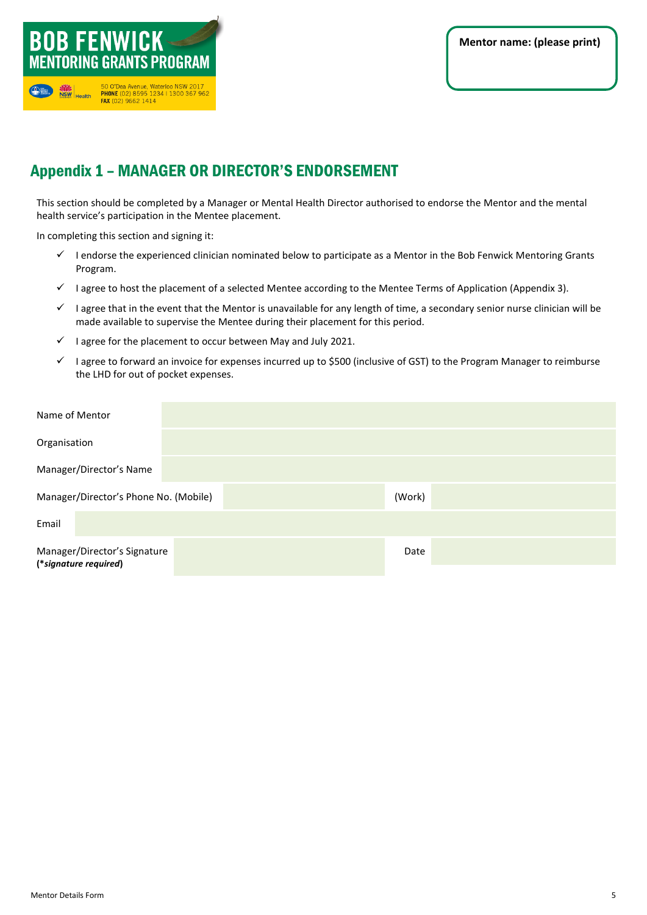**BOB FENWICK MENTORING GRANTS PROGRAM**

50 O'Dea Avenue, Waterloo NSW 2017
**PHONE** (02) 8595 1234 I 1300 367 962
**FAX** (02) 9662 1414

**Mentor name: (please print)**

## Appendix 1 – MANAGER OR DIRECTOR'S ENDORSEMENT

This section should be completed by a Manager or Mental Health Director authorised to endorse the Mentor and the mental health service's participation in the Mentee placement.

In completing this section and signing it:

- ✓ I endorse the experienced clinician nominated below to participate as a Mentor in the Bob Fenwick Mentoring Grants Program.
- ✓ I agree to host the placement of a selected Mentee according to the Mentee Terms of Application (Appendix 3).
- ✓ I agree that in the event that the Mentor is unavailable for any length of time, a secondary senior nurse clinician will be made available to supervise the Mentee during their placement for this period.
- ✓ I agree for the placement to occur between May and July 2021.
- ✓ I agree to forward an invoice for expenses incurred up to $500 (inclusive of GST) to the Program Manager to reimburse the LHD for out of pocket expenses.

| | | | |
|---|---|---|---|
| Name of Mentor | | | |
| Organisation | | | |
| Manager/Director's Name | | | |
| Manager/Director's Phone No. (Mobile) | | (Work) | |
| Email | | | |
| Manager/Director's Signature (**\*signature required**) | | Date | |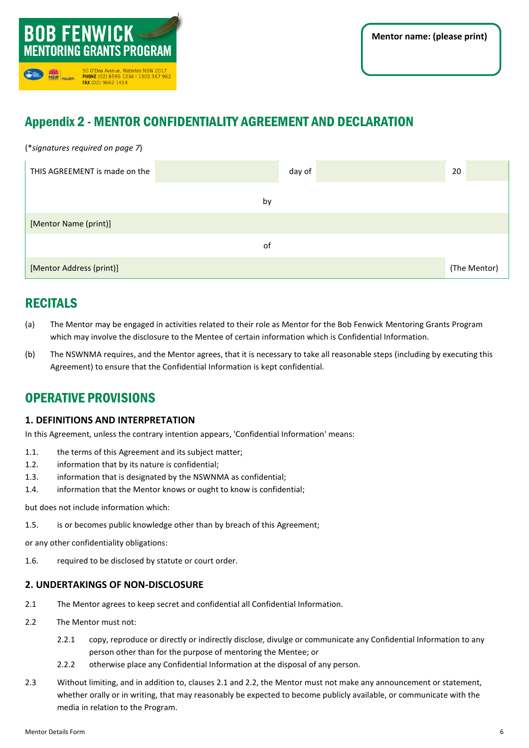BOB FENWICK
MENTORING GRANTS PROGRAM

50 O'Dea Avenue, Waterloo NSW 2017
**PHONE** (02) 8595 1234 | 1300 367 962
**FAX** (02) 9662 1414

**Mentor name: (please print)**

# Appendix 2 - MENTOR CONFIDENTIALITY AGREEMENT AND DECLARATION

(*signatures required on page 7*)

| THIS AGREEMENT is made on the | | day of | | 20 | |
|---|---|---|---|---|---|
| | | by | | | |
| [Mentor Name (print)] | | | | | |
| | | of | | | |
| [Mentor Address (print)] | | | | (The Mentor) | |

## RECITALS

(a) The Mentor may be engaged in activities related to their role as Mentor for the Bob Fenwick Mentoring Grants Program which may involve the disclosure to the Mentee of certain information which is Confidential Information.

(b) The NSWNMA requires, and the Mentor agrees, that it is necessary to take all reasonable steps (including by executing this Agreement) to ensure that the Confidential Information is kept confidential.

## OPERATIVE PROVISIONS

### 1. DEFINITIONS AND INTERPRETATION

In this Agreement, unless the contrary intention appears, 'Confidential Information' means:

1.1. the terms of this Agreement and its subject matter;

1.2. information that by its nature is confidential;

1.3. information that is designated by the NSWNMA as confidential;

1.4. information that the Mentor knows or ought to know is confidential;

but does not include information which:

1.5. is or becomes public knowledge other than by breach of this Agreement;

or any other confidentiality obligations:

1.6. required to be disclosed by statute or court order.

### 2. UNDERTAKINGS OF NON-DISCLOSURE

2.1 The Mentor agrees to keep secret and confidential all Confidential Information.

2.2 The Mentor must not:

2.2.1 copy, reproduce or directly or indirectly disclose, divulge or communicate any Confidential Information to any person other than for the purpose of mentoring the Mentee; or

2.2.2 otherwise place any Confidential Information at the disposal of any person.

2.3 Without limiting, and in addition to, clauses 2.1 and 2.2, the Mentor must not make any announcement or statement, whether orally or in writing, that may reasonably be expected to become publicly available, or communicate with the media in relation to the Program.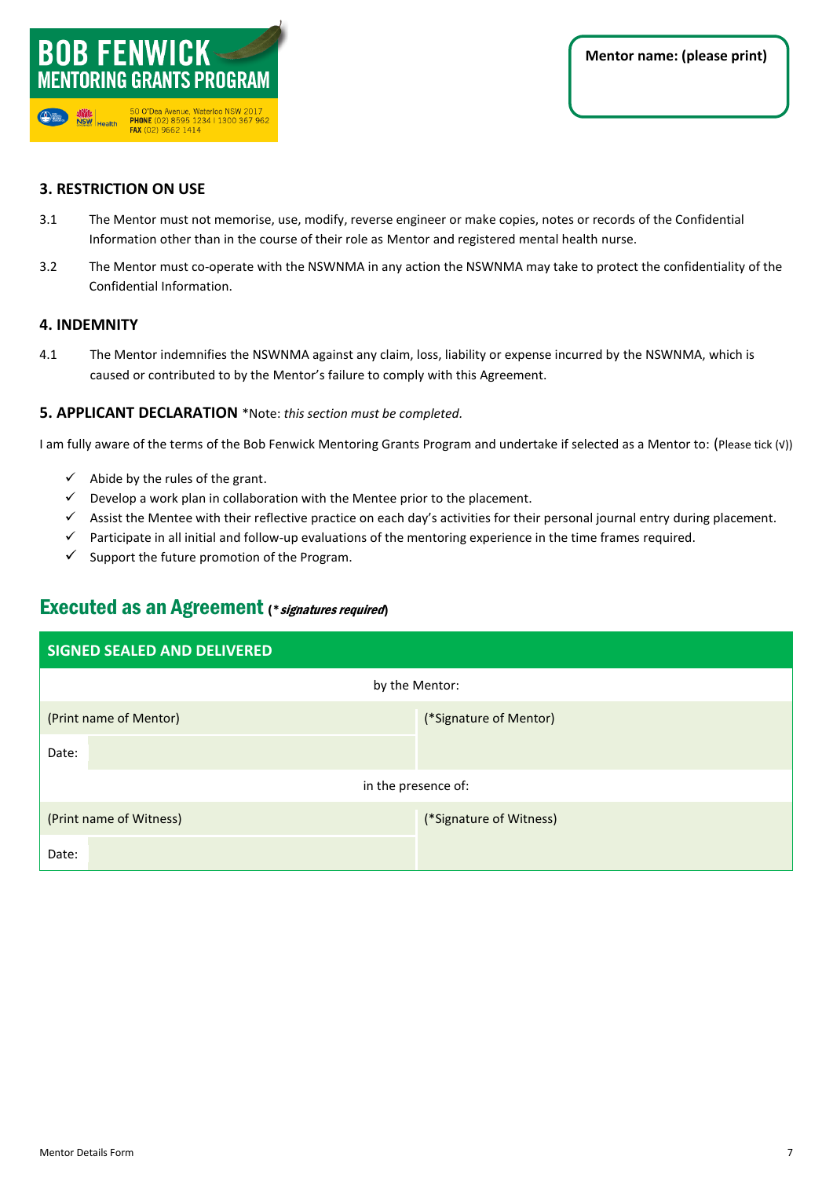**BOB FENWICK**
**MENTORING GRANTS PROGRAM**

50 O'Dea Avenue, Waterloo NSW 2017
**PHONE** (02) 8595 1234 | 1300 367 962
**FAX** (02) 9662 1414

**Mentor name: (please print)**

## 3. RESTRICTION ON USE

3.1 The Mentor must not memorise, use, modify, reverse engineer or make copies, notes or records of the Confidential Information other than in the course of their role as Mentor and registered mental health nurse.

3.2 The Mentor must co-operate with the NSWNMA in any action the NSWNMA may take to protect the confidentiality of the Confidential Information.

## 4. INDEMNITY

4.1 The Mentor indemnifies the NSWNMA against any claim, loss, liability or expense incurred by the NSWNMA, which is caused or contributed to by the Mentor's failure to comply with this Agreement.

## 5. APPLICANT DECLARATION *Note: *this section must be completed.*

I am fully aware of the terms of the Bob Fenwick Mentoring Grants Program and undertake if selected as a Mentor to: (Please tick (√))

- ✓ Abide by the rules of the grant.
- ✓ Develop a work plan in collaboration with the Mentee prior to the placement.
- ✓ Assist the Mentee with their reflective practice on each day's activities for their personal journal entry during placement.
- ✓ Participate in all initial and follow-up evaluations of the mentoring experience in the time frames required.
- ✓ Support the future promotion of the Program.

## Executed as an Agreement (* *signatures required*)

| SIGNED SEALED AND DELIVERED | |
|---|---|
| by the Mentor: | |
| (Print name of Mentor) | (*Signature of Mentor) |
| Date: | |
| in the presence of: | |
| (Print name of Witness) | (*Signature of Witness) |
| Date: | |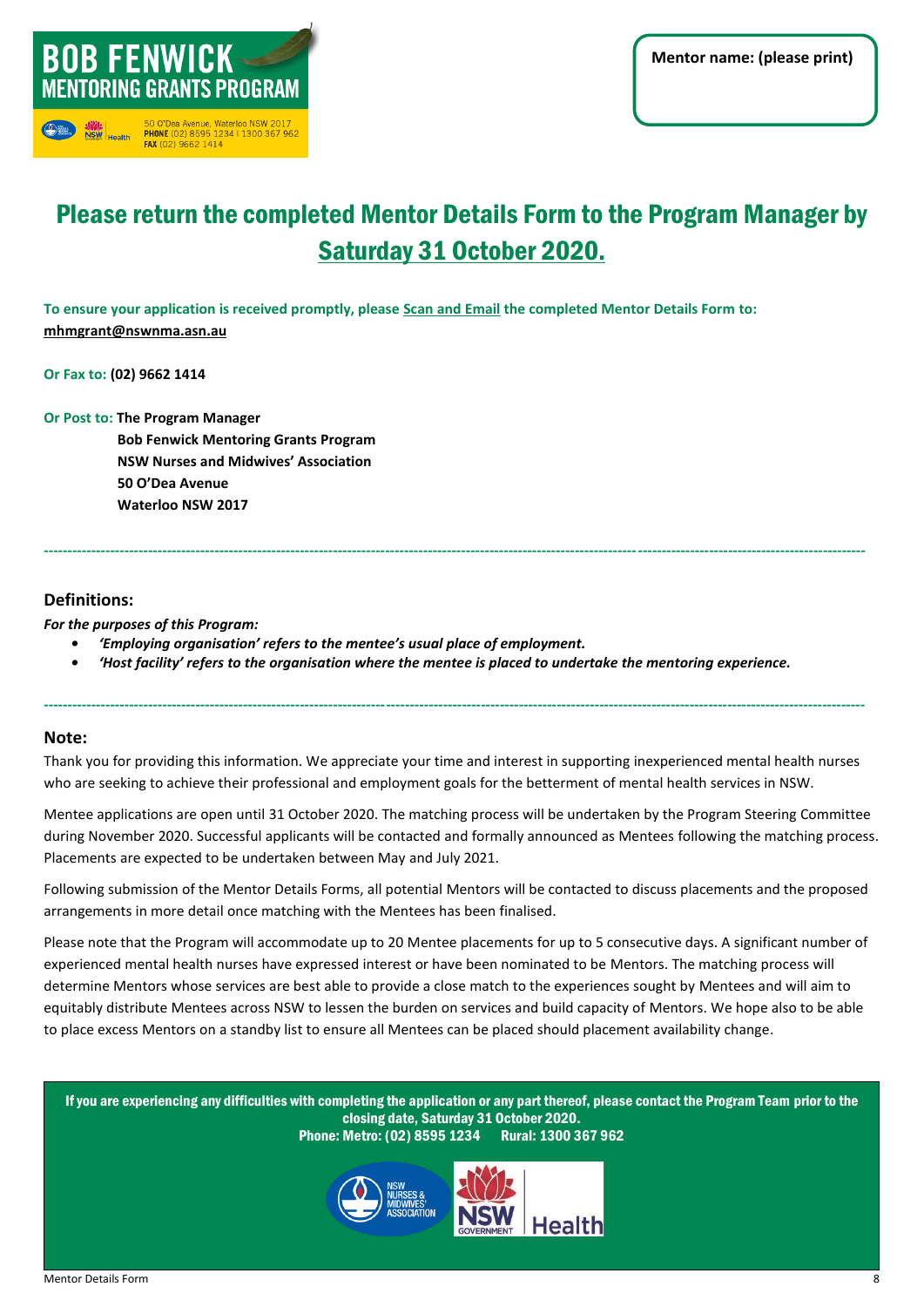**BOB FENWICK MENTORING GRANTS PROGRAM**

50 O'Dea Avenue, Waterloo NSW 2017
PHONE (02) 8595 1234 I 1300 367 962
FAX (02) 9662 1414

**Mentor name: (please print)**

## Please return the completed Mentor Details Form to the Program Manager by Saturday 31 October 2020.

**To ensure your application is received promptly, please Scan and Email the completed Mentor Details Form to:** **mhmgrant@nswnma.asn.au**

**Or Fax to: (02) 9662 1414**

**Or Post to: The Program Manager**
**Bob Fenwick Mentoring Grants Program**
**NSW Nurses and Midwives' Association**
**50 O'Dea Avenue**
**Waterloo NSW 2017**

---

### Definitions:

***For the purposes of this Program:***

- ***'Employing organisation' refers to the mentee's usual place of employment.***
- ***'Host facility' refers to the organisation where the mentee is placed to undertake the mentoring experience.***

---

### Note:

Thank you for providing this information. We appreciate your time and interest in supporting inexperienced mental health nurses who are seeking to achieve their professional and employment goals for the betterment of mental health services in NSW.

Mentee applications are open until 31 October 2020. The matching process will be undertaken by the Program Steering Committee during November 2020. Successful applicants will be contacted and formally announced as Mentees following the matching process. Placements are expected to be undertaken between May and July 2021.

Following submission of the Mentor Details Forms, all potential Mentors will be contacted to discuss placements and the proposed arrangements in more detail once matching with the Mentees has been finalised.

Please note that the Program will accommodate up to 20 Mentee placements for up to 5 consecutive days. A significant number of experienced mental health nurses have expressed interest or have been nominated to be Mentors. The matching process will determine Mentors whose services are best able to provide a close match to the experiences sought by Mentees and will aim to equitably distribute Mentees across NSW to lessen the burden on services and build capacity of Mentors. We hope also to be able to place excess Mentors on a standby list to ensure all Mentees can be placed should placement availability change.

**If you are experiencing any difficulties with completing the application or any part thereof, please contact the Program Team prior to the closing date, Saturday 31 October 2020.**
**Phone: Metro: (02) 8595 1234 Rural: 1300 367 962**

Mentor Details Form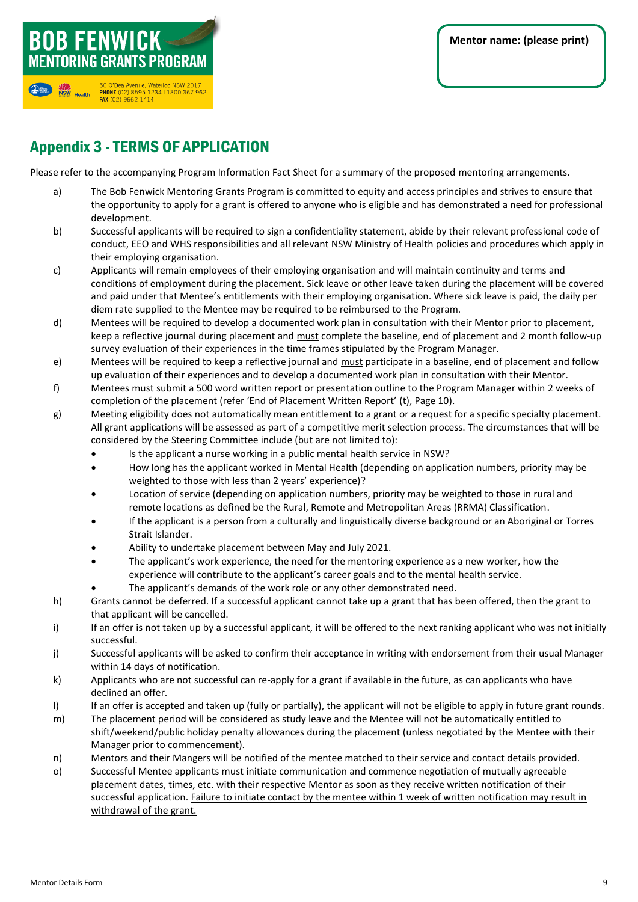# BOB FENWICK MENTORING GRANTS PROGRAM

50 O'Dea Avenue, Waterloo NSW 2017
**PHONE** (02) 8595 1234 | 1300 367 962
**FAX** (02) 9662 1414

**Mentor name: (please print)**

## Appendix 3 - TERMS OF APPLICATION

Please refer to the accompanying Program Information Fact Sheet for a summary of the proposed mentoring arrangements.

a) The Bob Fenwick Mentoring Grants Program is committed to equity and access principles and strives to ensure that the opportunity to apply for a grant is offered to anyone who is eligible and has demonstrated a need for professional development.

b) Successful applicants will be required to sign a confidentiality statement, abide by their relevant professional code of conduct, EEO and WHS responsibilities and all relevant NSW Ministry of Health policies and procedures which apply in their employing organisation.

c) Applicants will remain employees of their employing organisation and will maintain continuity and terms and conditions of employment during the placement. Sick leave or other leave taken during the placement will be covered and paid under that Mentee's entitlements with their employing organisation. Where sick leave is paid, the daily per diem rate supplied to the Mentee may be required to be reimbursed to the Program.

d) Mentees will be required to develop a documented work plan in consultation with their Mentor prior to placement, keep a reflective journal during placement and must complete the baseline, end of placement and 2 month follow-up survey evaluation of their experiences in the time frames stipulated by the Program Manager.

e) Mentees will be required to keep a reflective journal and must participate in a baseline, end of placement and follow up evaluation of their experiences and to develop a documented work plan in consultation with their Mentor.

f) Mentees must submit a 500 word written report or presentation outline to the Program Manager within 2 weeks of completion of the placement (refer 'End of Placement Written Report' (t), Page 10).

g) Meeting eligibility does not automatically mean entitlement to a grant or a request for a specific specialty placement. All grant applications will be assessed as part of a competitive merit selection process. The circumstances that will be considered by the Steering Committee include (but are not limited to):
   - Is the applicant a nurse working in a public mental health service in NSW?
   - How long has the applicant worked in Mental Health (depending on application numbers, priority may be weighted to those with less than 2 years' experience)?
   - Location of service (depending on application numbers, priority may be weighted to those in rural and remote locations as defined be the Rural, Remote and Metropolitan Areas (RRMA) Classification.
   - If the applicant is a person from a culturally and linguistically diverse background or an Aboriginal or Torres Strait Islander.
   - Ability to undertake placement between May and July 2021.
   - The applicant's work experience, the need for the mentoring experience as a new worker, how the experience will contribute to the applicant's career goals and to the mental health service.
   - The applicant's demands of the work role or any other demonstrated need.

h) Grants cannot be deferred. If a successful applicant cannot take up a grant that has been offered, then the grant to that applicant will be cancelled.

i) If an offer is not taken up by a successful applicant, it will be offered to the next ranking applicant who was not initially successful.

j) Successful applicants will be asked to confirm their acceptance in writing with endorsement from their usual Manager within 14 days of notification.

k) Applicants who are not successful can re-apply for a grant if available in the future, as can applicants who have declined an offer.

l) If an offer is accepted and taken up (fully or partially), the applicant will not be eligible to apply in future grant rounds.

m) The placement period will be considered as study leave and the Mentee will not be automatically entitled to shift/weekend/public holiday penalty allowances during the placement (unless negotiated by the Mentee with their Manager prior to commencement).

n) Mentors and their Mangers will be notified of the mentee matched to their service and contact details provided.

o) Successful Mentee applicants must initiate communication and commence negotiation of mutually agreeable placement dates, times, etc. with their respective Mentor as soon as they receive written notification of their successful application. Failure to initiate contact by the mentee within 1 week of written notification may result in withdrawal of the grant.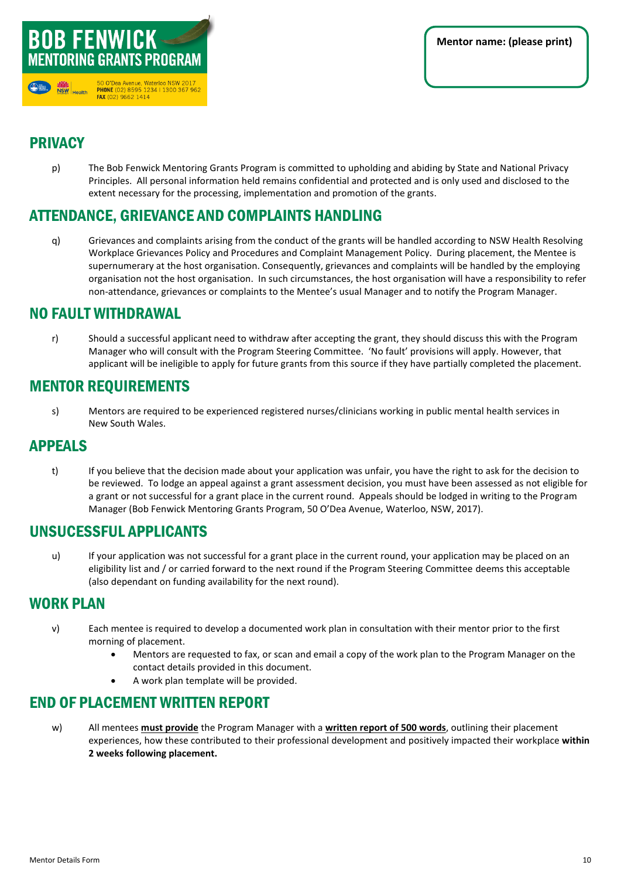**BOB FENWICK MENTORING GRANTS PROGRAM**

50 O'Dea Avenue, Waterloo NSW 2017
**PHONE** (02) 8595 1234 | 1300 367 962
**FAX** (02) 9662 1414

**Mentor name: (please print)**

## PRIVACY

p) The Bob Fenwick Mentoring Grants Program is committed to upholding and abiding by State and National Privacy Principles. All personal information held remains confidential and protected and is only used and disclosed to the extent necessary for the processing, implementation and promotion of the grants.

## ATTENDANCE, GRIEVANCE AND COMPLAINTS HANDLING

q) Grievances and complaints arising from the conduct of the grants will be handled according to NSW Health Resolving Workplace Grievances Policy and Procedures and Complaint Management Policy. During placement, the Mentee is supernumerary at the host organisation. Consequently, grievances and complaints will be handled by the employing organisation not the host organisation. In such circumstances, the host organisation will have a responsibility to refer non-attendance, grievances or complaints to the Mentee's usual Manager and to notify the Program Manager.

## NO FAULT WITHDRAWAL

r) Should a successful applicant need to withdraw after accepting the grant, they should discuss this with the Program Manager who will consult with the Program Steering Committee. 'No fault' provisions will apply. However, that applicant will be ineligible to apply for future grants from this source if they have partially completed the placement.

## MENTOR REQUIREMENTS

s) Mentors are required to be experienced registered nurses/clinicians working in public mental health services in New South Wales.

## APPEALS

t) If you believe that the decision made about your application was unfair, you have the right to ask for the decision to be reviewed. To lodge an appeal against a grant assessment decision, you must have been assessed as not eligible for a grant or not successful for a grant place in the current round. Appeals should be lodged in writing to the Program Manager (Bob Fenwick Mentoring Grants Program, 50 O'Dea Avenue, Waterloo, NSW, 2017).

## UNSUCESSFUL APPLICANTS

u) If your application was not successful for a grant place in the current round, your application may be placed on an eligibility list and / or carried forward to the next round if the Program Steering Committee deems this acceptable (also dependant on funding availability for the next round).

## WORK PLAN

v) Each mentee is required to develop a documented work plan in consultation with their mentor prior to the first morning of placement.

- Mentors are requested to fax, or scan and email a copy of the work plan to the Program Manager on the contact details provided in this document.
- A work plan template will be provided.

## END OF PLACEMENT WRITTEN REPORT

w) All mentees **must provide** the Program Manager with a **written report of 500 words**, outlining their placement experiences, how these contributed to their professional development and positively impacted their workplace **within 2 weeks following placement.**